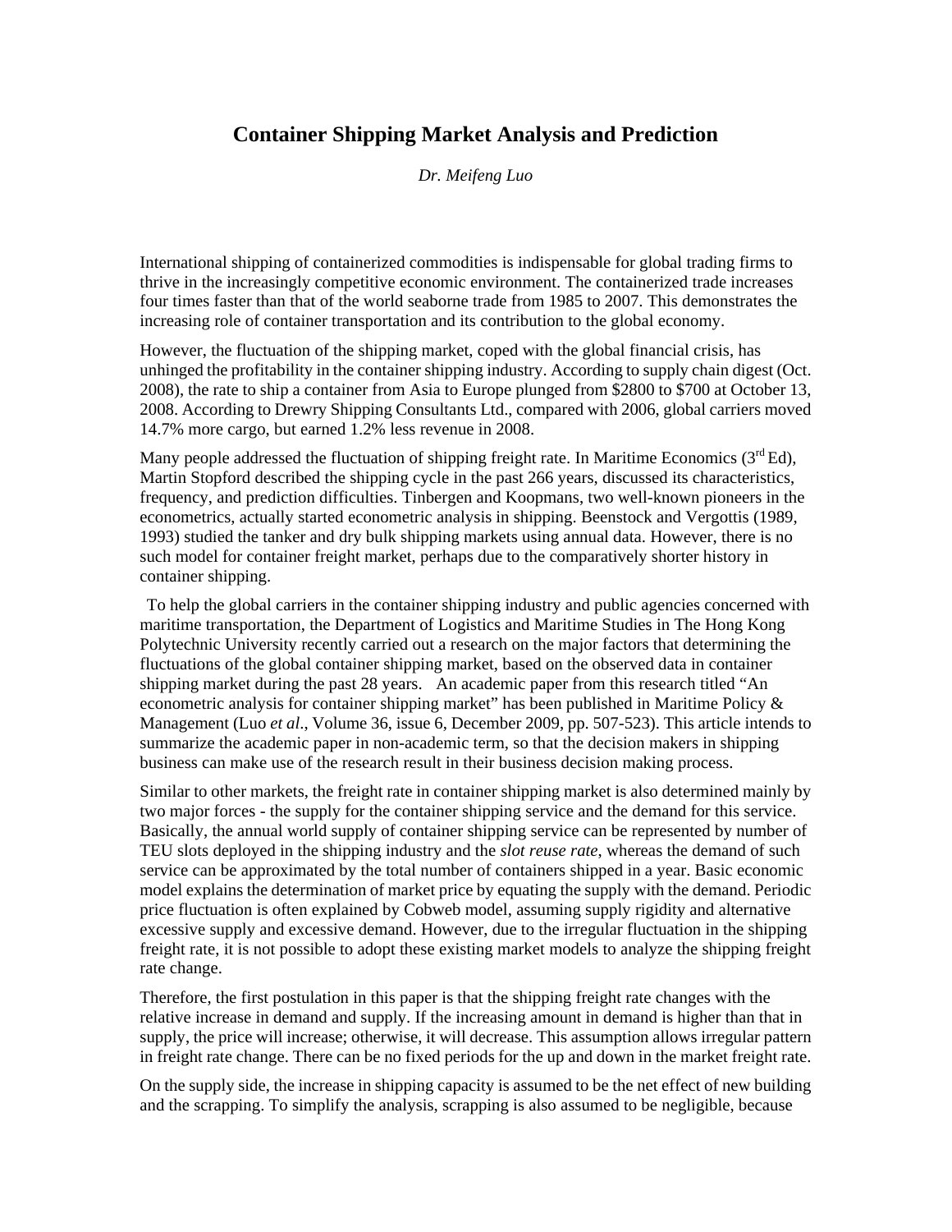# Container Shipping Market Analysis and Prediction

*Dr. Meifeng Luo*

International shipping of containerized commodities is indispensable for global trading firms to thrive in the increasingly competitive economic environment. The containerized trade increases four times faster than that of the world seaborne trade from 1985 to 2007. This demonstrates the increasing role of container transportation and its contribution to the global economy.

However, the fluctuation of the shipping market, coped with the global financial crisis, has unhinged the profitability in the container shipping industry. According to supply chain digest (Oct. 2008), the rate to ship a container from Asia to Europe plunged from $2800 to $700 at October 13, 2008. According to Drewry Shipping Consultants Ltd., compared with 2006, global carriers moved 14.7% more cargo, but earned 1.2% less revenue in 2008.

Many people addressed the fluctuation of shipping freight rate. In Maritime Economics (3rd Ed), Martin Stopford described the shipping cycle in the past 266 years, discussed its characteristics, frequency, and prediction difficulties. Tinbergen and Koopmans, two well-known pioneers in the econometrics, actually started econometric analysis in shipping. Beenstock and Vergottis (1989, 1993) studied the tanker and dry bulk shipping markets using annual data. However, there is no such model for container freight market, perhaps due to the comparatively shorter history in container shipping.

To help the global carriers in the container shipping industry and public agencies concerned with maritime transportation, the Department of Logistics and Maritime Studies in The Hong Kong Polytechnic University recently carried out a research on the major factors that determining the fluctuations of the global container shipping market, based on the observed data in container shipping market during the past 28 years. An academic paper from this research titled "An econometric analysis for container shipping market" has been published in Maritime Policy & Management (Luo *et al*., Volume 36, issue 6, December 2009, pp. 507-523). This article intends to summarize the academic paper in non-academic term, so that the decision makers in shipping business can make use of the research result in their business decision making process.

Similar to other markets, the freight rate in container shipping market is also determined mainly by two major forces - the supply for the container shipping service and the demand for this service. Basically, the annual world supply of container shipping service can be represented by number of TEU slots deployed in the shipping industry and the *slot reuse rate*, whereas the demand of such service can be approximated by the total number of containers shipped in a year. Basic economic model explains the determination of market price by equating the supply with the demand. Periodic price fluctuation is often explained by Cobweb model, assuming supply rigidity and alternative excessive supply and excessive demand. However, due to the irregular fluctuation in the shipping freight rate, it is not possible to adopt these existing market models to analyze the shipping freight rate change.

Therefore, the first postulation in this paper is that the shipping freight rate changes with the relative increase in demand and supply. If the increasing amount in demand is higher than that in supply, the price will increase; otherwise, it will decrease. This assumption allows irregular pattern in freight rate change. There can be no fixed periods for the up and down in the market freight rate.

On the supply side, the increase in shipping capacity is assumed to be the net effect of new building and the scrapping. To simplify the analysis, scrapping is also assumed to be negligible, because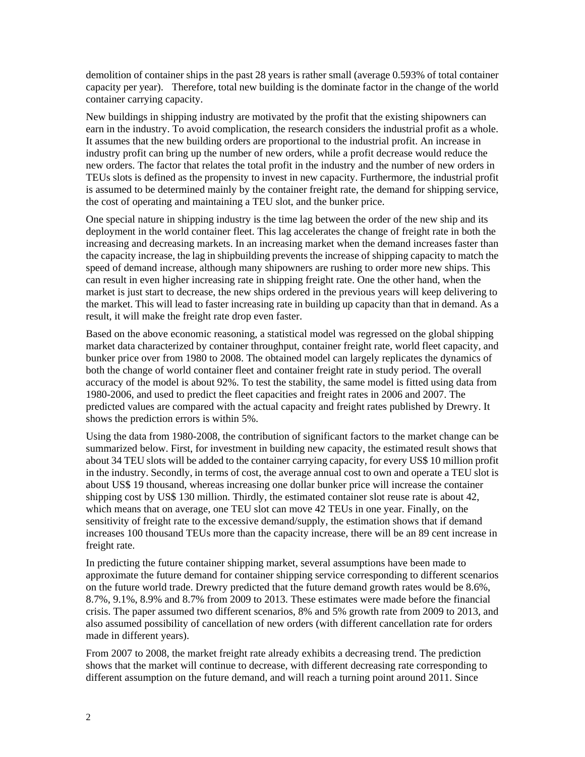demolition of container ships in the past 28 years is rather small (average 0.593% of total container capacity per year). Therefore, total new building is the dominate factor in the change of the world container carrying capacity.

New buildings in shipping industry are motivated by the profit that the existing shipowners can earn in the industry. To avoid complication, the research considers the industrial profit as a whole. It assumes that the new building orders are proportional to the industrial profit. An increase in industry profit can bring up the number of new orders, while a profit decrease would reduce the new orders. The factor that relates the total profit in the industry and the number of new orders in TEUs slots is defined as the propensity to invest in new capacity. Furthermore, the industrial profit is assumed to be determined mainly by the container freight rate, the demand for shipping service, the cost of operating and maintaining a TEU slot, and the bunker price.

One special nature in shipping industry is the time lag between the order of the new ship and its deployment in the world container fleet. This lag accelerates the change of freight rate in both the increasing and decreasing markets. In an increasing market when the demand increases faster than the capacity increase, the lag in shipbuilding prevents the increase of shipping capacity to match the speed of demand increase, although many shipowners are rushing to order more new ships. This can result in even higher increasing rate in shipping freight rate. One the other hand, when the market is just start to decrease, the new ships ordered in the previous years will keep delivering to the market. This will lead to faster increasing rate in building up capacity than that in demand. As a result, it will make the freight rate drop even faster.

Based on the above economic reasoning, a statistical model was regressed on the global shipping market data characterized by container throughput, container freight rate, world fleet capacity, and bunker price over from 1980 to 2008. The obtained model can largely replicates the dynamics of both the change of world container fleet and container freight rate in study period. The overall accuracy of the model is about 92%. To test the stability, the same model is fitted using data from 1980-2006, and used to predict the fleet capacities and freight rates in 2006 and 2007. The predicted values are compared with the actual capacity and freight rates published by Drewry. It shows the prediction errors is within 5%.

Using the data from 1980-2008, the contribution of significant factors to the market change can be summarized below. First, for investment in building new capacity, the estimated result shows that about 34 TEU slots will be added to the container carrying capacity, for every US$ 10 million profit in the industry. Secondly, in terms of cost, the average annual cost to own and operate a TEU slot is about US$ 19 thousand, whereas increasing one dollar bunker price will increase the container shipping cost by US$ 130 million. Thirdly, the estimated container slot reuse rate is about 42, which means that on average, one TEU slot can move 42 TEUs in one year. Finally, on the sensitivity of freight rate to the excessive demand/supply, the estimation shows that if demand increases 100 thousand TEUs more than the capacity increase, there will be an 89 cent increase in freight rate.

In predicting the future container shipping market, several assumptions have been made to approximate the future demand for container shipping service corresponding to different scenarios on the future world trade. Drewry predicted that the future demand growth rates would be 8.6%, 8.7%, 9.1%, 8.9% and 8.7% from 2009 to 2013. These estimates were made before the financial crisis. The paper assumed two different scenarios, 8% and 5% growth rate from 2009 to 2013, and also assumed possibility of cancellation of new orders (with different cancellation rate for orders made in different years).

From 2007 to 2008, the market freight rate already exhibits a decreasing trend. The prediction shows that the market will continue to decrease, with different decreasing rate corresponding to different assumption on the future demand, and will reach a turning point around 2011. Since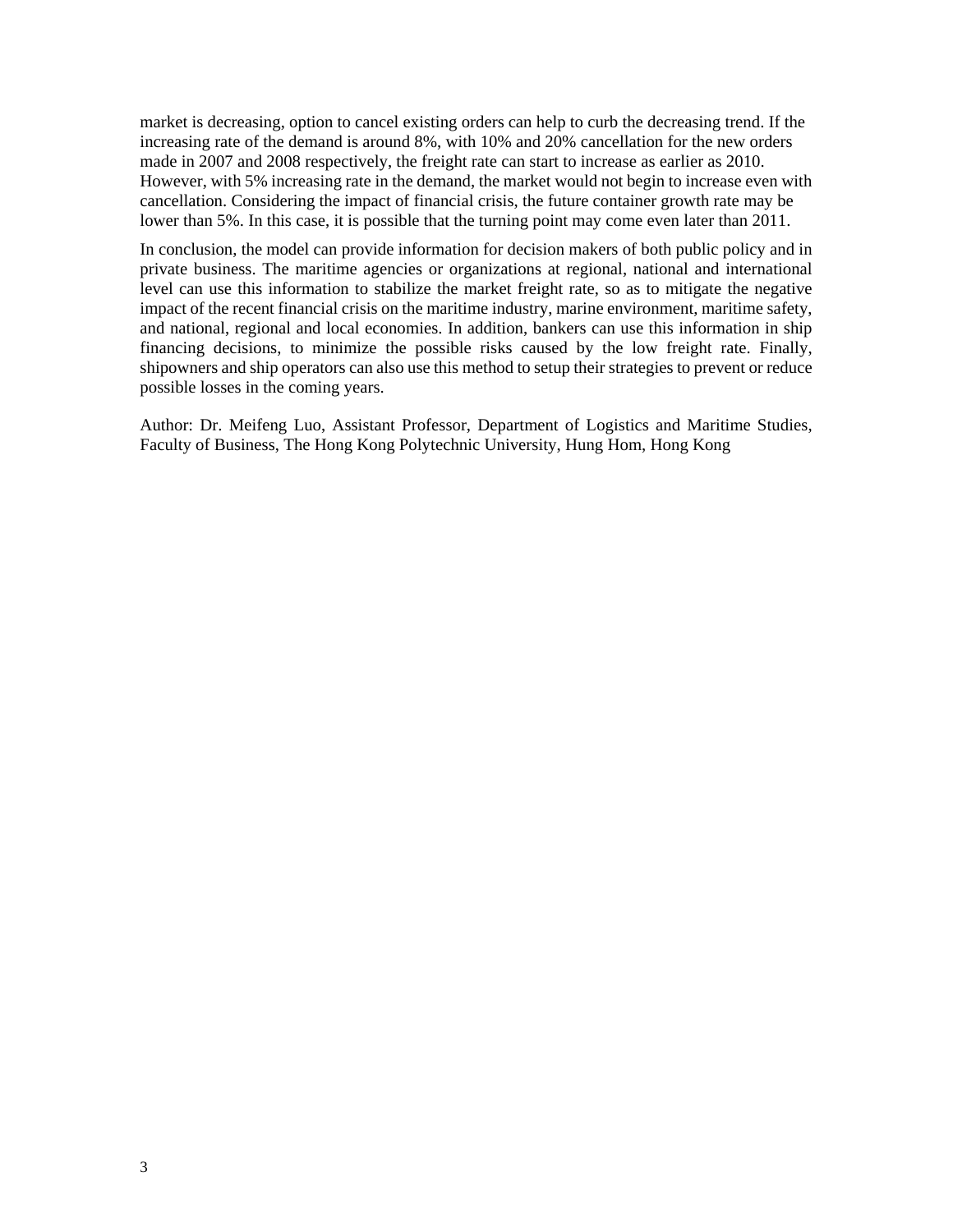market is decreasing, option to cancel existing orders can help to curb the decreasing trend. If the increasing rate of the demand is around 8%, with 10% and 20% cancellation for the new orders made in 2007 and 2008 respectively, the freight rate can start to increase as earlier as 2010. However, with 5% increasing rate in the demand, the market would not begin to increase even with cancellation. Considering the impact of financial crisis, the future container growth rate may be lower than 5%. In this case, it is possible that the turning point may come even later than 2011.

In conclusion, the model can provide information for decision makers of both public policy and in private business. The maritime agencies or organizations at regional, national and international level can use this information to stabilize the market freight rate, so as to mitigate the negative impact of the recent financial crisis on the maritime industry, marine environment, maritime safety, and national, regional and local economies. In addition, bankers can use this information in ship financing decisions, to minimize the possible risks caused by the low freight rate. Finally, shipowners and ship operators can also use this method to setup their strategies to prevent or reduce possible losses in the coming years.

Author: Dr. Meifeng Luo, Assistant Professor, Department of Logistics and Maritime Studies, Faculty of Business, The Hong Kong Polytechnic University, Hung Hom, Hong Kong